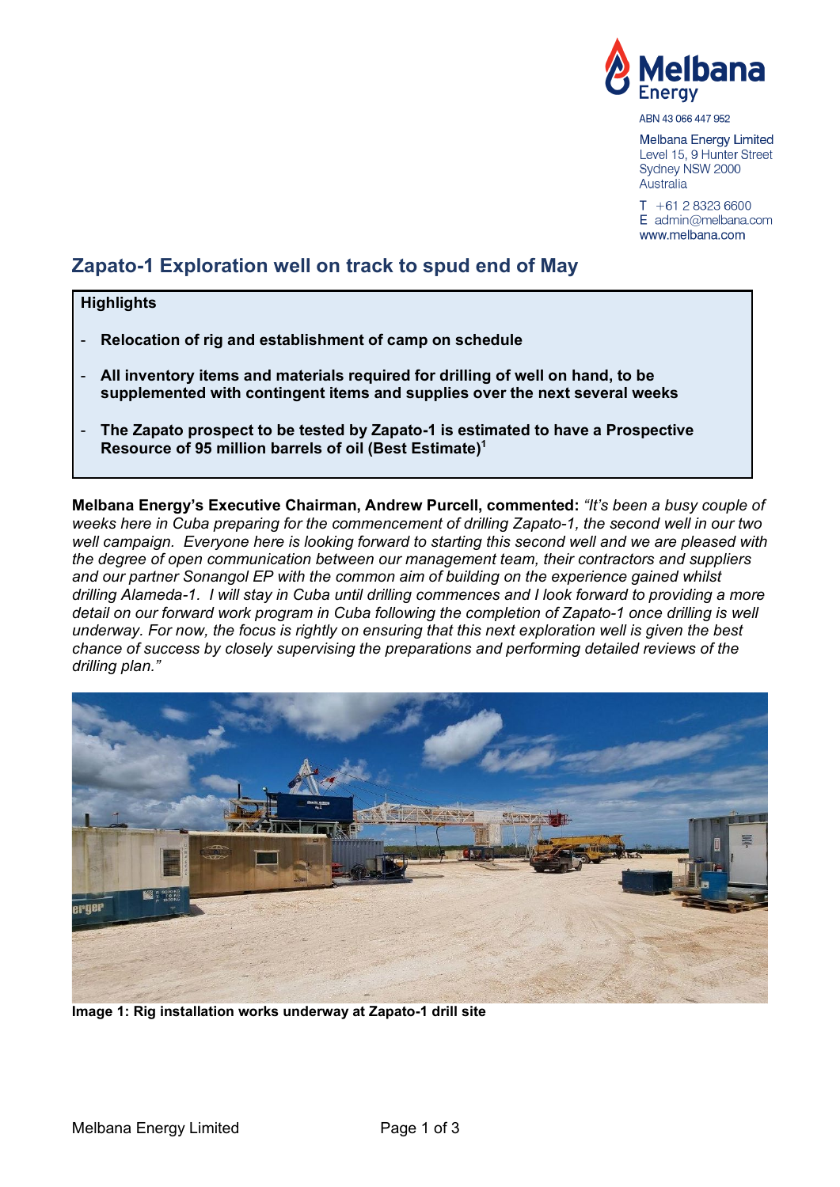Melbana Energy

ABN 43 066 447 952

Melbana Energy Limited
Level 15, 9 Hunter Street
Sydney NSW 2000
Australia

T +61 2 8323 6600
E admin@melbana.com
www.melbana.com

## Zapato-1 Exploration well on track to spud end of May

**Highlights**

- **Relocation of rig and establishment of camp on schedule**
- **All inventory items and materials required for drilling of well on hand, to be supplemented with contingent items and supplies over the next several weeks**
- **The Zapato prospect to be tested by Zapato-1 is estimated to have a Prospective Resource of 95 million barrels of oil (Best Estimate)[1]**

**Melbana Energy's Executive Chairman, Andrew Purcell, commented:** *"It's been a busy couple of weeks here in Cuba preparing for the commencement of drilling Zapato-1, the second well in our two well campaign. Everyone here is looking forward to starting this second well and we are pleased with the degree of open communication between our management team, their contractors and suppliers and our partner Sonangol EP with the common aim of building on the experience gained whilst drilling Alameda-1. I will stay in Cuba until drilling commences and I look forward to providing a more detail on our forward work program in Cuba following the completion of Zapato-1 once drilling is well underway. For now, the focus is rightly on ensuring that this next exploration well is given the best chance of success by closely supervising the preparations and performing detailed reviews of the drilling plan."*

**Image 1: Rig installation works underway at Zapato-1 drill site**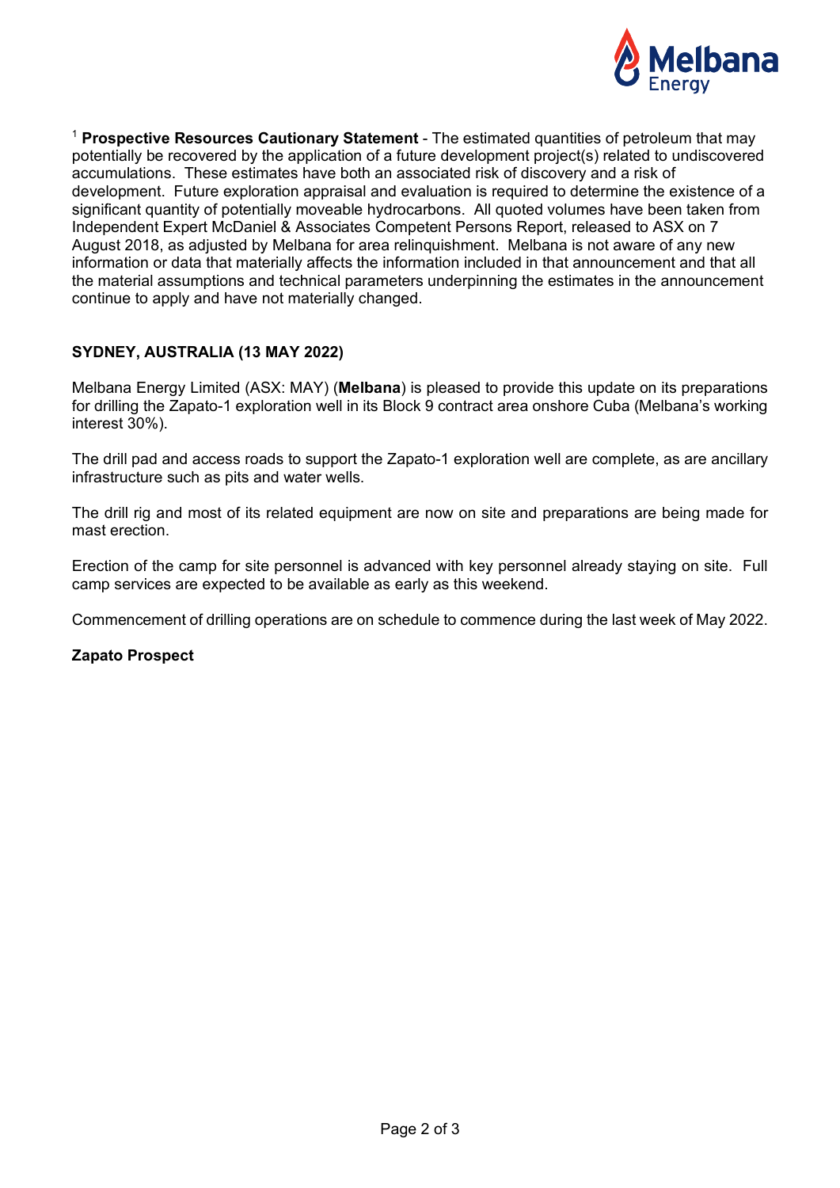[1] **Prospective Resources Cautionary Statement** - The estimated quantities of petroleum that may potentially be recovered by the application of a future development project(s) related to undiscovered accumulations. These estimates have both an associated risk of discovery and a risk of development. Future exploration appraisal and evaluation is required to determine the existence of a significant quantity of potentially moveable hydrocarbons. All quoted volumes have been taken from Independent Expert McDaniel & Associates Competent Persons Report, released to ASX on 7 August 2018, as adjusted by Melbana for area relinquishment. Melbana is not aware of any new information or data that materially affects the information included in that announcement and that all the material assumptions and technical parameters underpinning the estimates in the announcement continue to apply and have not materially changed.

**SYDNEY, AUSTRALIA (13 MAY 2022)**

Melbana Energy Limited (ASX: MAY) (**Melbana**) is pleased to provide this update on its preparations for drilling the Zapato-1 exploration well in its Block 9 contract area onshore Cuba (Melbana's working interest 30%).

The drill pad and access roads to support the Zapato-1 exploration well are complete, as are ancillary infrastructure such as pits and water wells.

The drill rig and most of its related equipment are now on site and preparations are being made for mast erection.

Erection of the camp for site personnel is advanced with key personnel already staying on site. Full camp services are expected to be available as early as this weekend.

Commencement of drilling operations are on schedule to commence during the last week of May 2022.

**Zapato Prospect**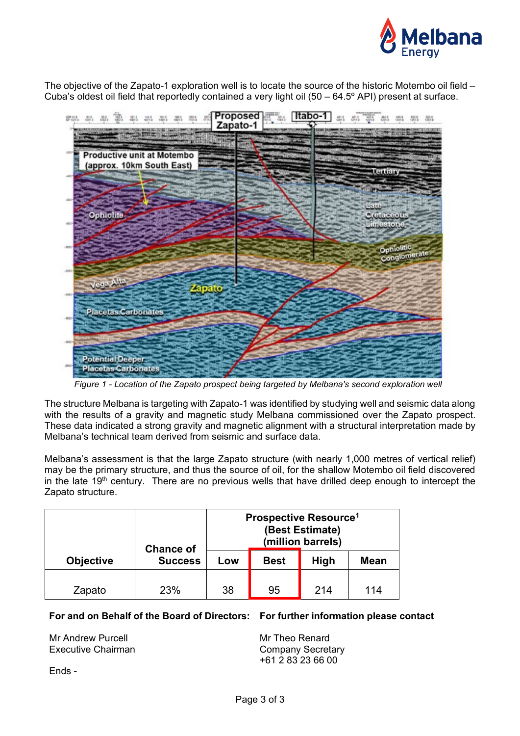The objective of the Zapato-1 exploration well is to locate the source of the historic Motembo oil field – Cuba's oldest oil field that reportedly contained a very light oil (50 – 64.5° API) present at surface.

Proposed Zapato-1

Itabo-1

Productive unit at Motembo (approx. 10km South East)

Tertiary

Ophiolite

Late Cretaceous Limestone

Ophiolitic Conglomerate

Vega Alta

Zapato

Placetas Carbonates

Potential Deeper Placetas Carbonates

*Figure 1 - Location of the Zapato prospect being targeted by Melbana's second exploration well*

The structure Melbana is targeting with Zapato-1 was identified by studying well and seismic data along with the results of a gravity and magnetic study Melbana commissioned over the Zapato prospect. These data indicated a strong gravity and magnetic alignment with a structural interpretation made by Melbana's technical team derived from seismic and surface data.

Melbana's assessment is that the large Zapato structure (with nearly 1,000 metres of vertical relief) may be the primary structure, and thus the source of oil, for the shallow Motembo oil field discovered in the late 19th century. There are no previous wells that have drilled deep enough to intercept the Zapato structure.

| Objective | Chance of Success | Prospective Resource[1] (Best Estimate) (million barrels) | | | |
|---|---|---|---|---|---|
| | | **Low** | **Best** | **High** | **Mean** |
| Zapato | 23% | 38 | 95 | 214 | 114 |

**For and on Behalf of the Board of Directors:**

Mr Andrew Purcell
Executive Chairman

**For further information please contact**

Mr Theo Renard
Company Secretary
+61 2 83 23 66 00

Ends -